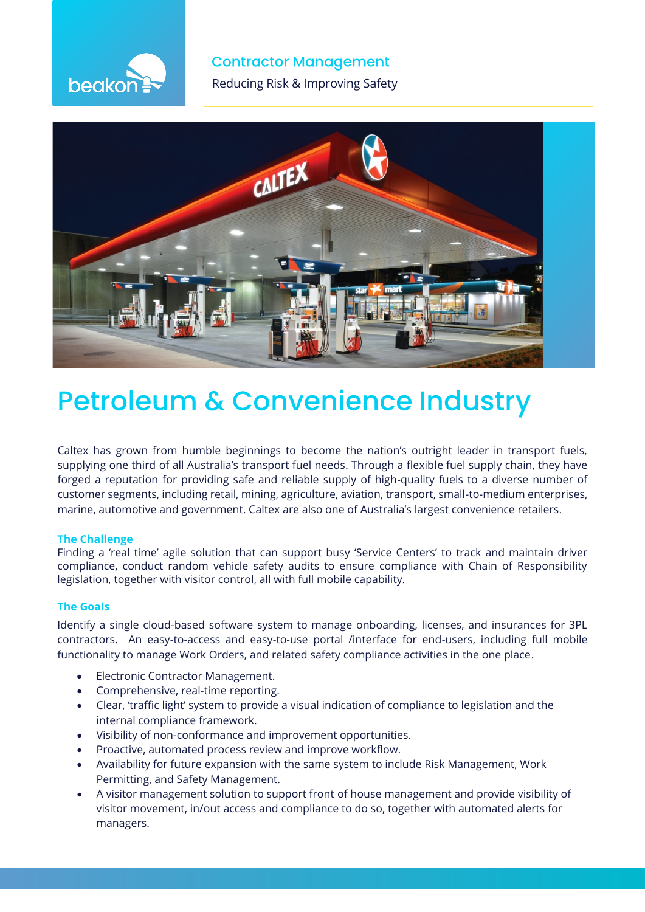beakon

## Contractor Management

Reducing Risk & Improving Safety

# Petroleum & Convenience Industry

Caltex has grown from humble beginnings to become the nation's outright leader in transport fuels, supplying one third of all Australia's transport fuel needs. Through a flexible fuel supply chain, they have forged a reputation for providing safe and reliable supply of high-quality fuels to a diverse number of customer segments, including retail, mining, agriculture, aviation, transport, small-to-medium enterprises, marine, automotive and government. Caltex are also one of Australia's largest convenience retailers.

### The Challenge

Finding a 'real time' agile solution that can support busy 'Service Centers' to track and maintain driver compliance, conduct random vehicle safety audits to ensure compliance with Chain of Responsibility legislation, together with visitor control, all with full mobile capability.

### The Goals

Identify a single cloud-based software system to manage onboarding, licenses, and insurances for 3PL contractors. An easy-to-access and easy-to-use portal /interface for end-users, including full mobile functionality to manage Work Orders, and related safety compliance activities in the one place.

- Electronic Contractor Management.
- Comprehensive, real-time reporting.
- Clear, 'traffic light' system to provide a visual indication of compliance to legislation and the internal compliance framework.
- Visibility of non-conformance and improvement opportunities.
- Proactive, automated process review and improve workflow.
- Availability for future expansion with the same system to include Risk Management, Work Permitting, and Safety Management.
- A visitor management solution to support front of house management and provide visibility of visitor movement, in/out access and compliance to do so, together with automated alerts for managers.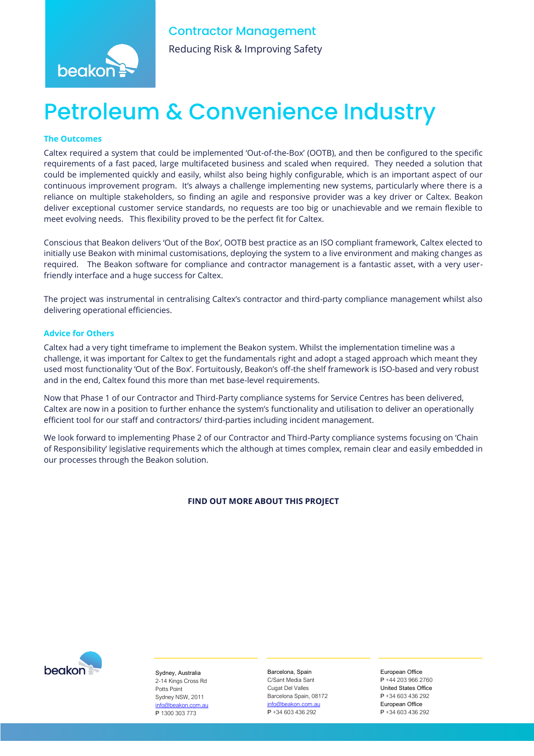Contractor Management

Reducing Risk & Improving Safety

# Petroleum & Convenience Industry

### The Outcomes

Caltex required a system that could be implemented 'Out-of-the-Box' (OOTB), and then be configured to the specific requirements of a fast paced, large multifaceted business and scaled when required. They needed a solution that could be implemented quickly and easily, whilst also being highly configurable, which is an important aspect of our continuous improvement program. It's always a challenge implementing new systems, particularly where there is a reliance on multiple stakeholders, so finding an agile and responsive provider was a key driver or Caltex. Beakon deliver exceptional customer service standards, no requests are too big or unachievable and we remain flexible to meet evolving needs. This flexibility proved to be the perfect fit for Caltex.

Conscious that Beakon delivers 'Out of the Box', OOTB best practice as an ISO compliant framework, Caltex elected to initially use Beakon with minimal customisations, deploying the system to a live environment and making changes as required. The Beakon software for compliance and contractor management is a fantastic asset, with a very user-friendly interface and a huge success for Caltex.

The project was instrumental in centralising Caltex's contractor and third-party compliance management whilst also delivering operational efficiencies.

### Advice for Others

Caltex had a very tight timeframe to implement the Beakon system. Whilst the implementation timeline was a challenge, it was important for Caltex to get the fundamentals right and adopt a staged approach which meant they used most functionality 'Out of the Box'. Fortuitously, Beakon's off-the shelf framework is ISO-based and very robust and in the end, Caltex found this more than met base-level requirements.

Now that Phase 1 of our Contractor and Third-Party compliance systems for Service Centres has been delivered, Caltex are now in a position to further enhance the system's functionality and utilisation to deliver an operationally efficient tool for our staff and contractors/ third-parties including incident management.

We look forward to implementing Phase 2 of our Contractor and Third-Party compliance systems focusing on 'Chain of Responsibility' legislative requirements which the although at times complex, remain clear and easily embedded in our processes through the Beakon solution.

**FIND OUT MORE ABOUT THIS PROJECT**

Sydney, Australia
2-14 Kings Cross Rd
Potts Point
Sydney NSW, 2011
info@beakon.com.au
P 1300 303 773

Barcelona, Spain
C/Sant Media Sant
Cugat Del Valles
Barcelona Spain, 08172
info@beakon.com.au
P +34 603 436 292

European Office
P +44 203 966 2760
United States Office
P +34 603 436 292
European Office
P +34 603 436 292